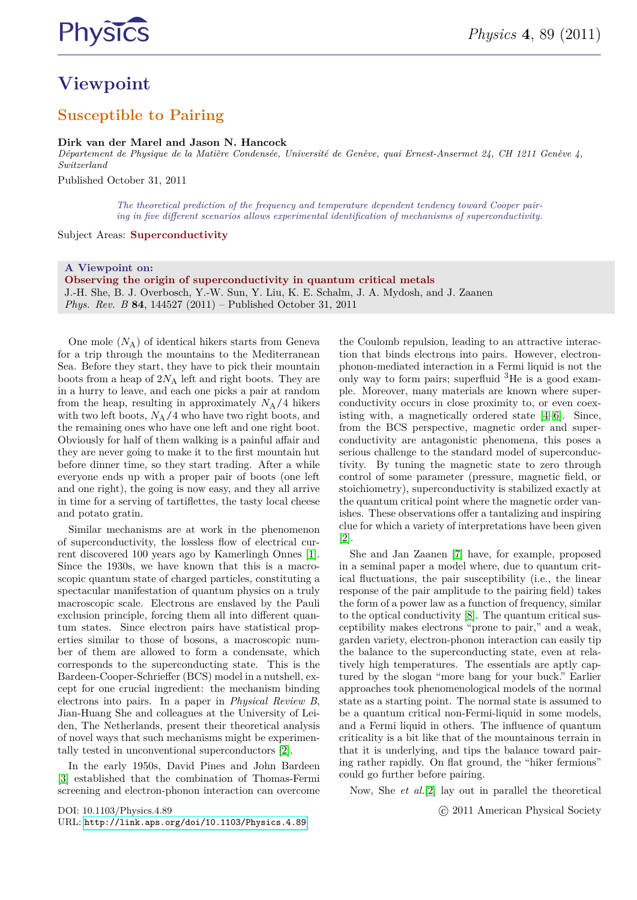# Viewpoint

## Susceptible to Pairing

**Dirk van der Marel and Jason N. Hancock**

*Département de Physique de la Matière Condensée, Université de Genève, quai Ernest-Ansermet 24, CH 1211 Genève 4, Switzerland*

Published October 31, 2011

*The theoretical prediction of the frequency and temperature dependent tendency toward Cooper pairing in five different scenarios allows experimental identification of mechanisms of superconductivity.*

Subject Areas: **Superconductivity**

**A Viewpoint on:**
**Observing the origin of superconductivity in quantum critical metals**
J.-H. She, B. J. Overbosch, Y.-W. Sun, Y. Liu, K. E. Schalm, J. A. Mydosh, and J. Zaanen
*Phys. Rev. B* **84**, 144527 (2011) – Published October 31, 2011

One mole ($N_A$) of identical hikers starts from Geneva for a trip through the mountains to the Mediterranean Sea. Before they start, they have to pick their mountain boots from a heap of $2N_A$ left and right boots. They are in a hurry to leave, and each one picks a pair at random from the heap, resulting in approximately $N_A/4$ hikers with two left boots, $N_A/4$ who have two right boots, and the remaining ones who have one left and one right boot. Obviously for half of them walking is a painful affair and they are never going to make it to the first mountain hut before dinner time, so they start trading. After a while everyone ends up with a proper pair of boots (one left and one right), the going is now easy, and they all arrive in time for a serving of tartiflettes, the tasty local cheese and potato gratin.

Similar mechanisms are at work in the phenomenon of superconductivity, the lossless flow of electrical current discovered 100 years ago by Kamerlingh Onnes [1]. Since the 1930s, we have known that this is a macroscopic quantum state of charged particles, constituting a spectacular manifestation of quantum physics on a truly macroscopic scale. Electrons are enslaved by the Pauli exclusion principle, forcing them all into different quantum states. Since electron pairs have statistical properties similar to those of bosons, a macroscopic number of them are allowed to form a condensate, which corresponds to the superconducting state. This is the Bardeen-Cooper-Schrieffer (BCS) model in a nutshell, except for one crucial ingredient: the mechanism binding electrons into pairs. In a paper in *Physical Review B*, Jian-Huang She and colleagues at the University of Leiden, The Netherlands, present their theoretical analysis of novel ways that such mechanisms might be experimentally tested in unconventional superconductors [2].

In the early 1950s, David Pines and John Bardeen [3] established that the combination of Thomas-Fermi screening and electron-phonon interaction can overcome the Coulomb repulsion, leading to an attractive interaction that binds electrons into pairs. However, electron-phonon-mediated interaction in a Fermi liquid is not the only way to form pairs; superfluid $^3$He is a good example. Moreover, many materials are known where superconductivity occurs in close proximity to, or even coexisting with, a magnetically ordered state [4–6]. Since, from the BCS perspective, magnetic order and superconductivity are antagonistic phenomena, this poses a serious challenge to the standard model of superconductivity. By tuning the magnetic state to zero through control of some parameter (pressure, magnetic field, or stoichiometry), superconductivity is stabilized exactly at the quantum critical point where the magnetic order vanishes. These observations offer a tantalizing and inspiring clue for which a variety of interpretations have been given [2].

She and Jan Zaanen [7] have, for example, proposed in a seminal paper a model where, due to quantum critical fluctuations, the pair susceptibility (i.e., the linear response of the pair amplitude to the pairing field) takes the form of a power law as a function of frequency, similar to the optical conductivity [8]. The quantum critical susceptibility makes electrons "prone to pair," and a weak, garden variety, electron-phonon interaction can easily tip the balance to the superconducting state, even at relatively high temperatures. The essentials are aptly captured by the slogan "more bang for your buck." Earlier approaches took phenomenological models of the normal state as a starting point. The normal state is assumed to be a quantum critical non-Fermi-liquid in some models, and a Fermi liquid in others. The influence of quantum criticality is a bit like that of the mountainous terrain in that it is underlying, and tips the balance toward pairing rather rapidly. On flat ground, the "hiker fermions" could go further before pairing.

Now, She *et al.*[2] lay out in parallel the theoretical

DOI: 10.1103/Physics.4.89
URL: http://link.aps.org/doi/10.1103/Physics.4.89

© 2011 American Physical Society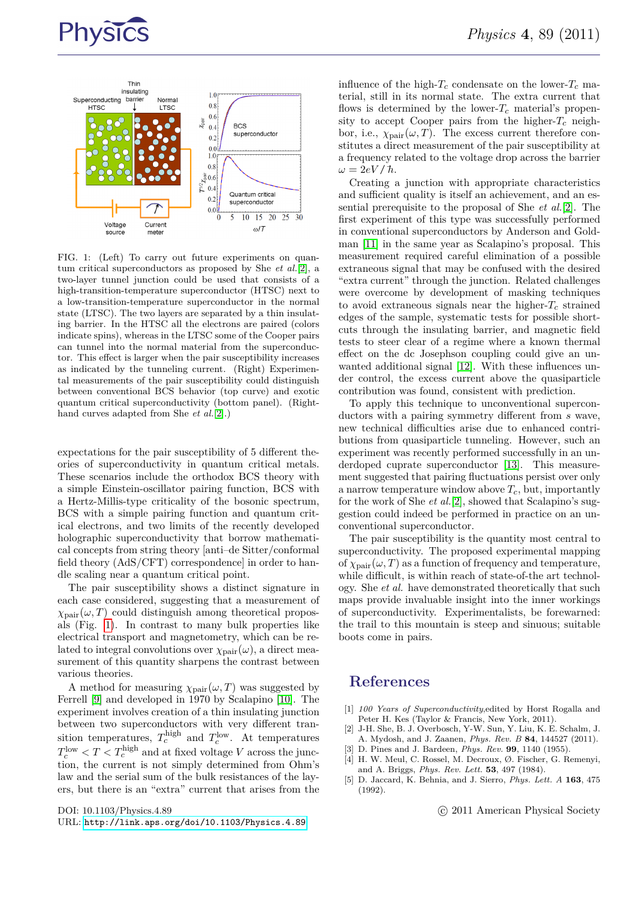FIG. 1: (Left) To carry out future experiments on quantum critical superconductors as proposed by She *et al.*[2], a two-layer tunnel junction could be used that consists of a high-transition-temperature superconductor (HTSC) next to a low-transition-temperature superconductor in the normal state (LTSC). The two layers are separated by a thin insulating barrier. In the HTSC all the electrons are paired (colors indicate spins), whereas in the LTSC some of the Cooper pairs can tunnel into the normal material from the superconductor. This effect is larger when the pair susceptibility increases as indicated by the tunneling current. (Right) Experimental measurements of the pair susceptibility could distinguish between conventional BCS behavior (top curve) and exotic quantum critical superconductivity (bottom panel). (Right-hand curves adapted from She *et al.*[2].)

expectations for the pair susceptibility of 5 different theories of superconductivity in quantum critical metals. These scenarios include the orthodox BCS theory with a simple Einstein-oscillator pairing function, BCS with a Hertz-Millis-type criticality of the bosonic spectrum, BCS with a simple pairing function and quantum critical electrons, and two limits of the recently developed holographic superconductivity that borrow mathematical concepts from string theory [anti–de Sitter/conformal field theory (AdS/CFT) correspondence] in order to handle scaling near a quantum critical point.

The pair susceptibility shows a distinct signature in each case considered, suggesting that a measurement of $\chi_{\text{pair}}(\omega, T)$ could distinguish among theoretical proposals (Fig. 1). In contrast to many bulk properties like electrical transport and magnetometry, which can be related to integral convolutions over $\chi_{\text{pair}}(\omega)$, a direct measurement of this quantity sharpens the contrast between various theories.

A method for measuring $\chi_{\text{pair}}(\omega, T)$ was suggested by Ferrell [9] and developed in 1970 by Scalapino [10]. The experiment involves creation of a thin insulating junction between two superconductors with very different transition temperatures, $T_c^{\text{high}}$ and $T_c^{\text{low}}$. At temperatures $T_c^{\text{low}} < T < T_c^{\text{high}}$ and at fixed voltage $V$ across the junction, the current is not simply determined from Ohm's law and the serial sum of the bulk resistances of the layers, but there is an "extra" current that arises from the influence of the high-$T_c$ condensate on the lower-$T_c$ material, still in its normal state. The extra current that flows is determined by the lower-$T_c$ material's propensity to accept Cooper pairs from the higher-$T_c$ neighbor, i.e., $\chi_{\text{pair}}(\omega, T)$. The excess current therefore constitutes a direct measurement of the pair susceptibility at a frequency related to the voltage drop across the barrier $\omega = 2eV/\hbar$.

Creating a junction with appropriate characteristics and sufficient quality is itself an achievement, and an essential prerequisite to the proposal of She *et al.*[2]. The first experiment of this type was successfully performed in conventional superconductors by Anderson and Goldman [11] in the same year as Scalapino's proposal. This measurement required careful elimination of a possible extraneous signal that may be confused with the desired "extra current" through the junction. Related challenges were overcome by development of masking techniques to avoid extraneous signals near the higher-$T_c$ strained edges of the sample, systematic tests for possible short-cuts through the insulating barrier, and magnetic field tests to steer clear of a regime where a known thermal effect on the dc Josephson coupling could give an unwanted additional signal [12]. With these influences under control, the excess current above the quasiparticle contribution was found, consistent with prediction.

To apply this technique to unconventional superconductors with a pairing symmetry different from $s$ wave, new technical difficulties arise due to enhanced contributions from quasiparticle tunneling. However, such an experiment was recently performed successfully in an underdoped cuprate superconductor [13]. This measurement suggested that pairing fluctuations persist over only a narrow temperature window above $T_c$, but, importantly for the work of She *et al.*[2], showed that Scalapino's suggestion could indeed be performed in practice on an unconventional superconductor.

The pair susceptibility is the quantity most central to superconductivity. The proposed experimental mapping of $\chi_{\text{pair}}(\omega, T)$ as a function of frequency and temperature, while difficult, is within reach of state-of-the art technology. She *et al.* have demonstrated theoretically that such maps provide invaluable insight into the inner workings of superconductivity. Experimentalists, be forewarned: the trail to this mountain is steep and sinuous; suitable boots come in pairs.

## References

[1] *100 Years of Superconductivity*, edited by Horst Rogalla and Peter H. Kes (Taylor & Francis, New York, 2011).

[2] J-H. She, B. J. Overbosch, Y-W. Sun, Y. Liu, K. E. Schalm, J. A. Mydosh, and J. Zaanen, *Phys. Rev. B* **84**, 144527 (2011).

[3] D. Pines and J. Bardeen, *Phys. Rev.* **99**, 1140 (1955).

[4] H. W. Meul, C. Rossel, M. Decroux, Ø. Fischer, G. Remenyi, and A. Briggs, *Phys. Rev. Lett.* **53**, 497 (1984).

[5] D. Jaccard, K. Behnia, and J. Sierro, *Phys. Lett. A* **163**, 475 (1992).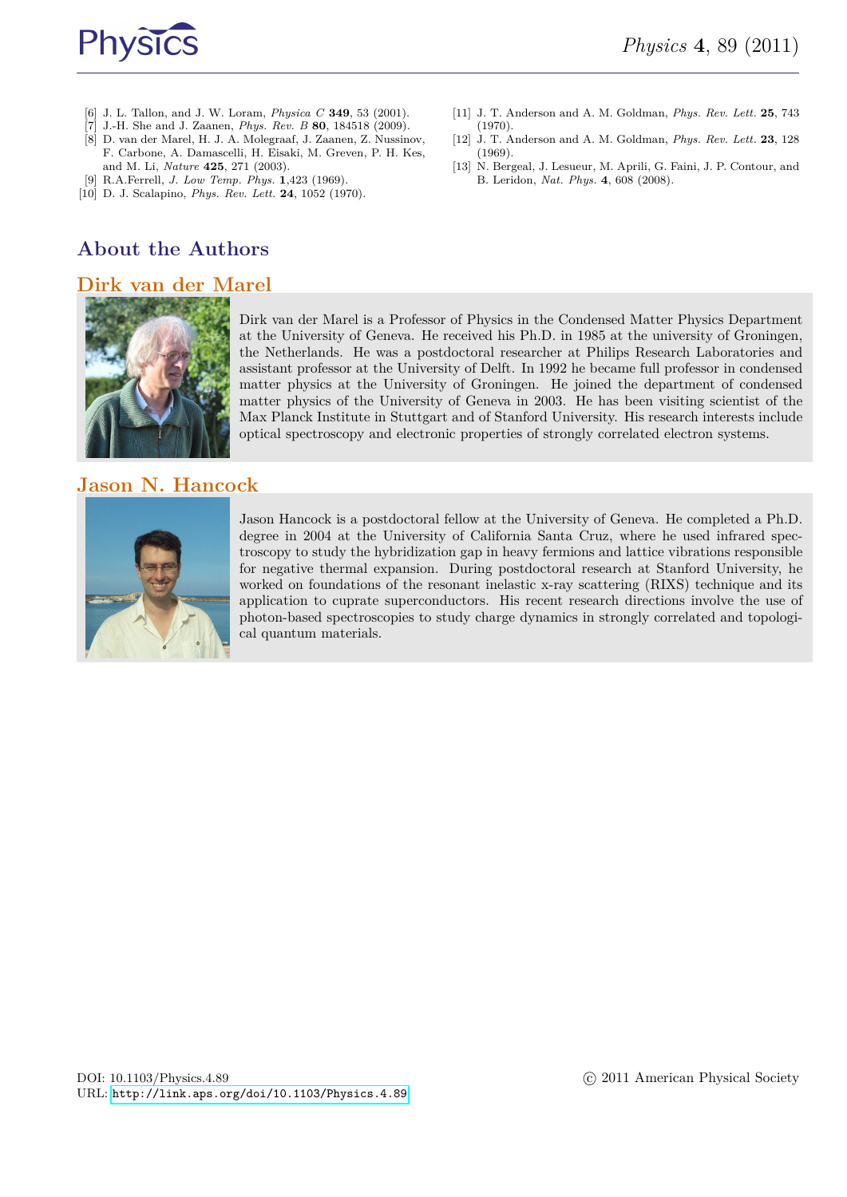[6] J. L. Tallon, and J. W. Loram, *Physica C* **349**, 53 (2001).
[7] J.-H. She and J. Zaanen, *Phys. Rev. B* **80**, 184518 (2009).
[8] D. van der Marel, H. J. A. Molegraaf, J. Zaanen, Z. Nussinov, F. Carbone, A. Damascelli, H. Eisaki, M. Greven, P. H. Kes, and M. Li, *Nature* **425**, 271 (2003).
[9] R.A.Ferrell, *J. Low Temp. Phys.* **1**,423 (1969).
[10] D. J. Scalapino, *Phys. Rev. Lett.* **24**, 1052 (1970).
[11] J. T. Anderson and A. M. Goldman, *Phys. Rev. Lett.* **25**, 743 (1970).
[12] J. T. Anderson and A. M. Goldman, *Phys. Rev. Lett.* **23**, 128 (1969).
[13] N. Bergeal, J. Lesueur, M. Aprili, G. Faini, J. P. Contour, and B. Leridon, *Nat. Phys.* **4**, 608 (2008).

## About the Authors

### Dirk van der Marel

Dirk van der Marel is a Professor of Physics in the Condensed Matter Physics Department at the University of Geneva. He received his Ph.D. in 1985 at the university of Groningen, the Netherlands. He was a postdoctoral researcher at Philips Research Laboratories and assistant professor at the University of Delft. In 1992 he became full professor in condensed matter physics at the University of Groningen. He joined the department of condensed matter physics of the University of Geneva in 2003. He has been visiting scientist of the Max Planck Institute in Stuttgart and of Stanford University. His research interests include optical spectroscopy and electronic properties of strongly correlated electron systems.

### Jason N. Hancock

Jason Hancock is a postdoctoral fellow at the University of Geneva. He completed a Ph.D. degree in 2004 at the University of California Santa Cruz, where he used infrared spectroscopy to study the hybridization gap in heavy fermions and lattice vibrations responsible for negative thermal expansion. During postdoctoral research at Stanford University, he worked on foundations of the resonant inelastic x-ray scattering (RIXS) technique and its application to cuprate superconductors. His recent research directions involve the use of photon-based spectroscopies to study charge dynamics in strongly correlated and topological quantum materials.